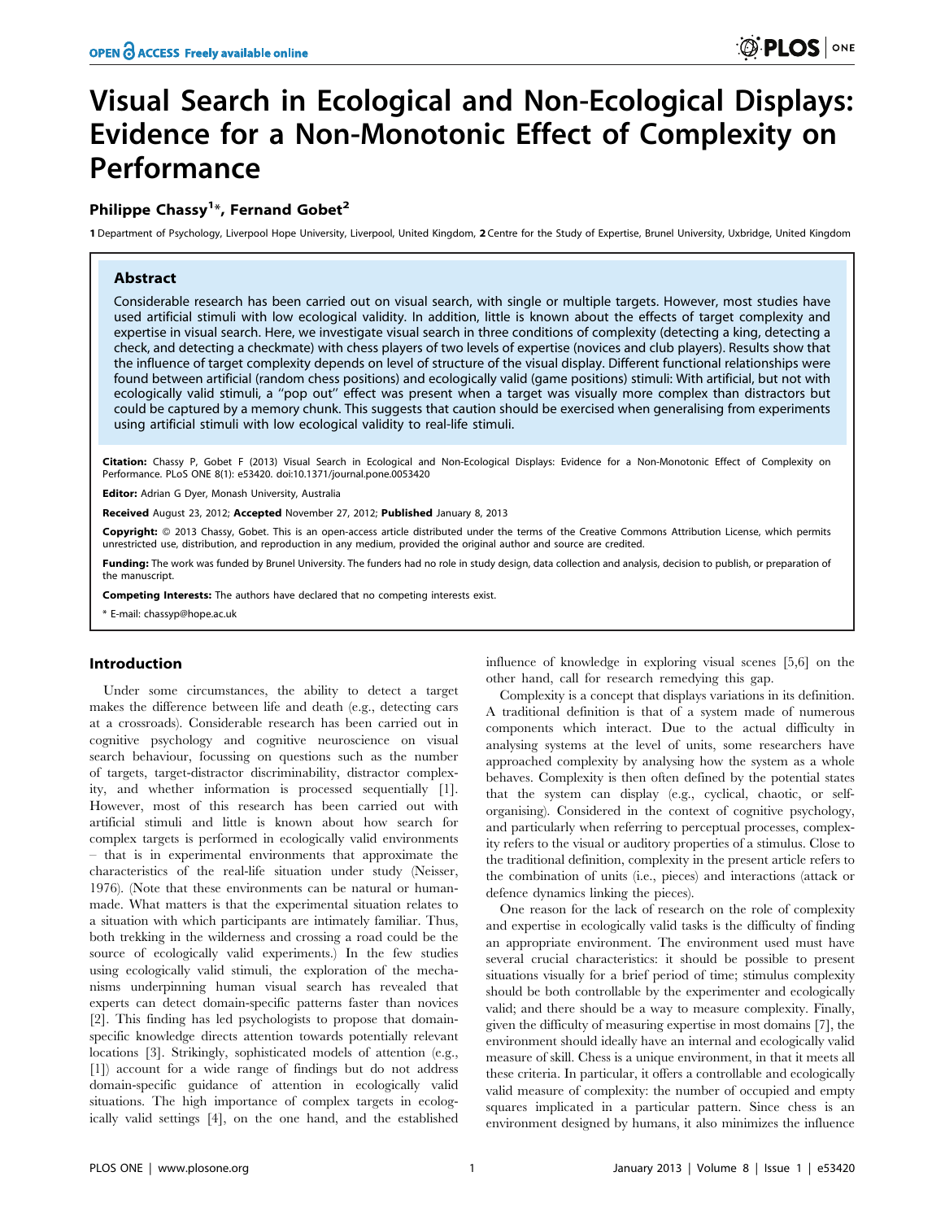# Visual Search in Ecological and Non-Ecological Displays: Evidence for a Non-Monotonic Effect of Complexity on Performance

**Philippe Chassy[1]*, Fernand Gobet[2]**

1 Department of Psychology, Liverpool Hope University, Liverpool, United Kingdom, 2 Centre for the Study of Expertise, Brunel University, Uxbridge, United Kingdom

## Abstract

Considerable research has been carried out on visual search, with single or multiple targets. However, most studies have used artificial stimuli with low ecological validity. In addition, little is known about the effects of target complexity and expertise in visual search. Here, we investigate visual search in three conditions of complexity (detecting a king, detecting a check, and detecting a checkmate) with chess players of two levels of expertise (novices and club players). Results show that the influence of target complexity depends on level of structure of the visual display. Different functional relationships were found between artificial (random chess positions) and ecologically valid (game positions) stimuli: With artificial, but not with ecologically valid stimuli, a "pop out" effect was present when a target was visually more complex than distractors but could be captured by a memory chunk. This suggests that caution should be exercised when generalising from experiments using artificial stimuli with low ecological validity to real-life stimuli.

**Citation:** Chassy P, Gobet F (2013) Visual Search in Ecological and Non-Ecological Displays: Evidence for a Non-Monotonic Effect of Complexity on Performance. PLoS ONE 8(1): e53420. doi:10.1371/journal.pone.0053420

**Editor:** Adrian G Dyer, Monash University, Australia

**Received** August 23, 2012; **Accepted** November 27, 2012; **Published** January 8, 2013

**Copyright:** © 2013 Chassy, Gobet. This is an open-access article distributed under the terms of the Creative Commons Attribution License, which permits unrestricted use, distribution, and reproduction in any medium, provided the original author and source are credited.

**Funding:** The work was funded by Brunel University. The funders had no role in study design, data collection and analysis, decision to publish, or preparation of the manuscript.

**Competing Interests:** The authors have declared that no competing interests exist.

* E-mail: chassyp@hope.ac.uk

## Introduction

Under some circumstances, the ability to detect a target makes the difference between life and death (e.g., detecting cars at a crossroads). Considerable research has been carried out in cognitive psychology and cognitive neuroscience on visual search behaviour, focussing on questions such as the number of targets, target-distractor discriminability, distractor complexity, and whether information is processed sequentially [1]. However, most of this research has been carried out with artificial stimuli and little is known about how search for complex targets is performed in ecologically valid environments – that is in experimental environments that approximate the characteristics of the real-life situation under study (Neisser, 1976). (Note that these environments can be natural or human-made. What matters is that the experimental situation relates to a situation with which participants are intimately familiar. Thus, both trekking in the wilderness and crossing a road could be the source of ecologically valid experiments.) In the few studies using ecologically valid stimuli, the exploration of the mechanisms underpinning human visual search has revealed that experts can detect domain-specific patterns faster than novices [2]. This finding has led psychologists to propose that domain-specific knowledge directs attention towards potentially relevant locations [3]. Strikingly, sophisticated models of attention (e.g., [1]) account for a wide range of findings but do not address domain-specific guidance of attention in ecologically valid situations. The high importance of complex targets in ecologically valid settings [4], on the one hand, and the established influence of knowledge in exploring visual scenes [5,6] on the other hand, call for research remedying this gap.

Complexity is a concept that displays variations in its definition. A traditional definition is that of a system made of numerous components which interact. Due to the actual difficulty in analysing systems at the level of units, some researchers have approached complexity by analysing how the system as a whole behaves. Complexity is then often defined by the potential states that the system can display (e.g., cyclical, chaotic, or self-organising). Considered in the context of cognitive psychology, and particularly when referring to perceptual processes, complexity refers to the visual or auditory properties of a stimulus. Close to the traditional definition, complexity in the present article refers to the combination of units (i.e., pieces) and interactions (attack or defence dynamics linking the pieces).

One reason for the lack of research on the role of complexity and expertise in ecologically valid tasks is the difficulty of finding an appropriate environment. The environment used must have several crucial characteristics: it should be possible to present situations visually for a brief period of time; stimulus complexity should be both controllable by the experimenter and ecologically valid; and there should be a way to measure complexity. Finally, given the difficulty of measuring expertise in most domains [7], the environment should ideally have an internal and ecologically valid measure of skill. Chess is a unique environment, in that it meets all these criteria. In particular, it offers a controllable and ecologically valid measure of complexity: the number of occupied and empty squares implicated in a particular pattern. Since chess is an environment designed by humans, it also minimizes the influence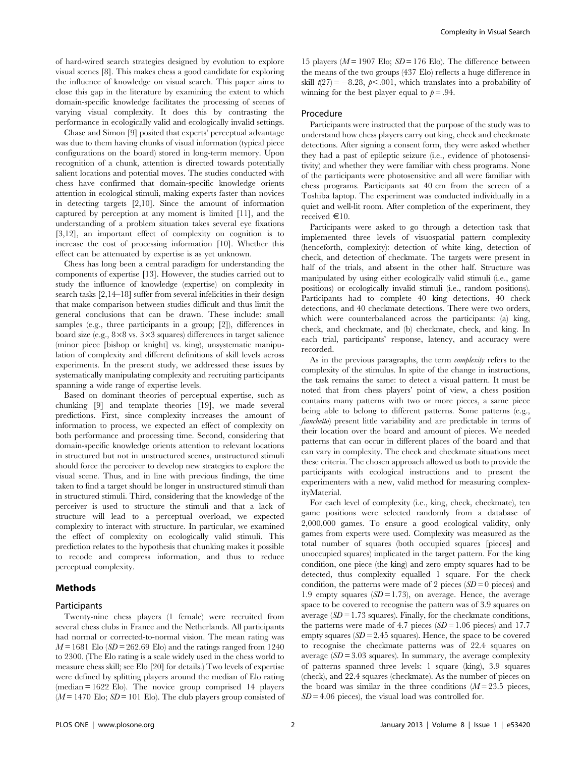of hard-wired search strategies designed by evolution to explore visual scenes [8]. This makes chess a good candidate for exploring the influence of knowledge on visual search. This paper aims to close this gap in the literature by examining the extent to which domain-specific knowledge facilitates the processing of scenes of varying visual complexity. It does this by contrasting the performance in ecologically valid and ecologically invalid settings.

Chase and Simon [9] posited that experts' perceptual advantage was due to them having chunks of visual information (typical piece configurations on the board) stored in long-term memory. Upon recognition of a chunk, attention is directed towards potentially salient locations and potential moves. The studies conducted with chess have confirmed that domain-specific knowledge orients attention in ecological stimuli, making experts faster than novices in detecting targets [2,10]. Since the amount of information captured by perception at any moment is limited [11], and the understanding of a problem situation takes several eye fixations [3,12], an important effect of complexity on cognition is to increase the cost of processing information [10]. Whether this effect can be attenuated by expertise is as yet unknown.

Chess has long been a central paradigm for understanding the components of expertise [13]. However, the studies carried out to study the influence of knowledge (expertise) on complexity in search tasks [2,14–18] suffer from several infelicities in their design that make comparison between studies difficult and thus limit the general conclusions that can be drawn. These include: small samples (e.g., three participants in a group; [2]), differences in board size (e.g., 8×8 vs. 3×3 squares) differences in target salience (minor piece [bishop or knight] vs. king), unsystematic manipulation of complexity and different definitions of skill levels across experiments. In the present study, we addressed these issues by systematically manipulating complexity and recruiting participants spanning a wide range of expertise levels.

Based on dominant theories of perceptual expertise, such as chunking [9] and template theories [19], we made several predictions. First, since complexity increases the amount of information to process, we expected an effect of complexity on both performance and processing time. Second, considering that domain-specific knowledge orients attention to relevant locations in structured but not in unstructured scenes, unstructured stimuli should force the perceiver to develop new strategies to explore the visual scene. Thus, and in line with previous findings, the time taken to find a target should be longer in unstructured stimuli than in structured stimuli. Third, considering that the knowledge of the perceiver is used to structure the stimuli and that a lack of structure will lead to a perceptual overload, we expected complexity to interact with structure. In particular, we examined the effect of complexity on ecologically valid stimuli. This prediction relates to the hypothesis that chunking makes it possible to recode and compress information, and thus to reduce perceptual complexity.

## Methods

### Participants

Twenty-nine chess players (1 female) were recruited from several chess clubs in France and the Netherlands. All participants had normal or corrected-to-normal vision. The mean rating was $M = 1681$ Elo ($SD = 262.69$ Elo) and the ratings ranged from 1240 to 2300. (The Elo rating is a scale widely used in the chess world to measure chess skill; see Elo [20] for details.) Two levels of expertise were defined by splitting players around the median of Elo rating (median = 1622 Elo). The novice group comprised 14 players ($M = 1470$ Elo; $SD = 101$ Elo). The club players group consisted of 15 players ($M = 1907$ Elo; $SD = 176$ Elo). The difference between the means of the two groups (437 Elo) reflects a huge difference in skill $t(27) = -8.28$, $p < .001$, which translates into a probability of winning for the best player equal to $p = .94$.

### Procedure

Participants were instructed that the purpose of the study was to understand how chess players carry out king, check and checkmate detections. After signing a consent form, they were asked whether they had a past of epileptic seizure (i.e., evidence of photosensitivity) and whether they were familiar with chess programs. None of the participants were photosensitive and all were familiar with chess programs. Participants sat 40 cm from the screen of a Toshiba laptop. The experiment was conducted individually in a quiet and well-lit room. After completion of the experiment, they received €10.

Participants were asked to go through a detection task that implemented three levels of visuospatial pattern complexity (henceforth, complexity): detection of white king, detection of check, and detection of checkmate. The targets were present in half of the trials, and absent in the other half. Structure was manipulated by using either ecologically valid stimuli (i.e., game positions) or ecologically invalid stimuli (i.e., random positions). Participants had to complete 40 king detections, 40 check detections, and 40 checkmate detections. There were two orders, which were counterbalanced across the participants: (a) king, check, and checkmate, and (b) checkmate, check, and king. In each trial, participants' response, latency, and accuracy were recorded.

As in the previous paragraphs, the term *complexity* refers to the complexity of the stimulus. In spite of the change in instructions, the task remains the same: to detect a visual pattern. It must be noted that from chess players' point of view, a chess position contains many patterns with two or more pieces, a same piece being able to belong to different patterns. Some patterns (e.g., *fianchetto*) present little variability and are predictable in terms of their location over the board and amount of pieces. We needed patterns that can occur in different places of the board and that can vary in complexity. The check and checkmate situations meet these criteria. The chosen approach allowed us both to provide the participants with ecological instructions and to present the experimenters with a new, valid method for measuring complexityMaterial.

For each level of complexity (i.e., king, check, checkmate), ten game positions were selected randomly from a database of 2,000,000 games. To ensure a good ecological validity, only games from experts were used. Complexity was measured as the total number of squares (both occupied squares [pieces] and unoccupied squares) implicated in the target pattern. For the king condition, one piece (the king) and zero empty squares had to be detected, thus complexity equalled 1 square. For the check condition, the patterns were made of 2 pieces ($SD = 0$ pieces) and 1.9 empty squares ($SD = 1.73$), on average. Hence, the average space to be covered to recognise the pattern was of 3.9 squares on average ($SD = 1.73$ squares). Finally, for the checkmate conditions, the patterns were made of 4.7 pieces ($SD = 1.06$ pieces) and 17.7 empty squares ($SD = 2.45$ squares). Hence, the space to be covered to recognise the checkmate patterns was of 22.4 squares on average ($SD = 3.03$ squares). In summary, the average complexity of patterns spanned three levels: 1 square (king), 3.9 squares (check), and 22.4 squares (checkmate). As the number of pieces on the board was similar in the three conditions ($M = 23.5$ pieces, $SD = 4.06$ pieces), the visual load was controlled for.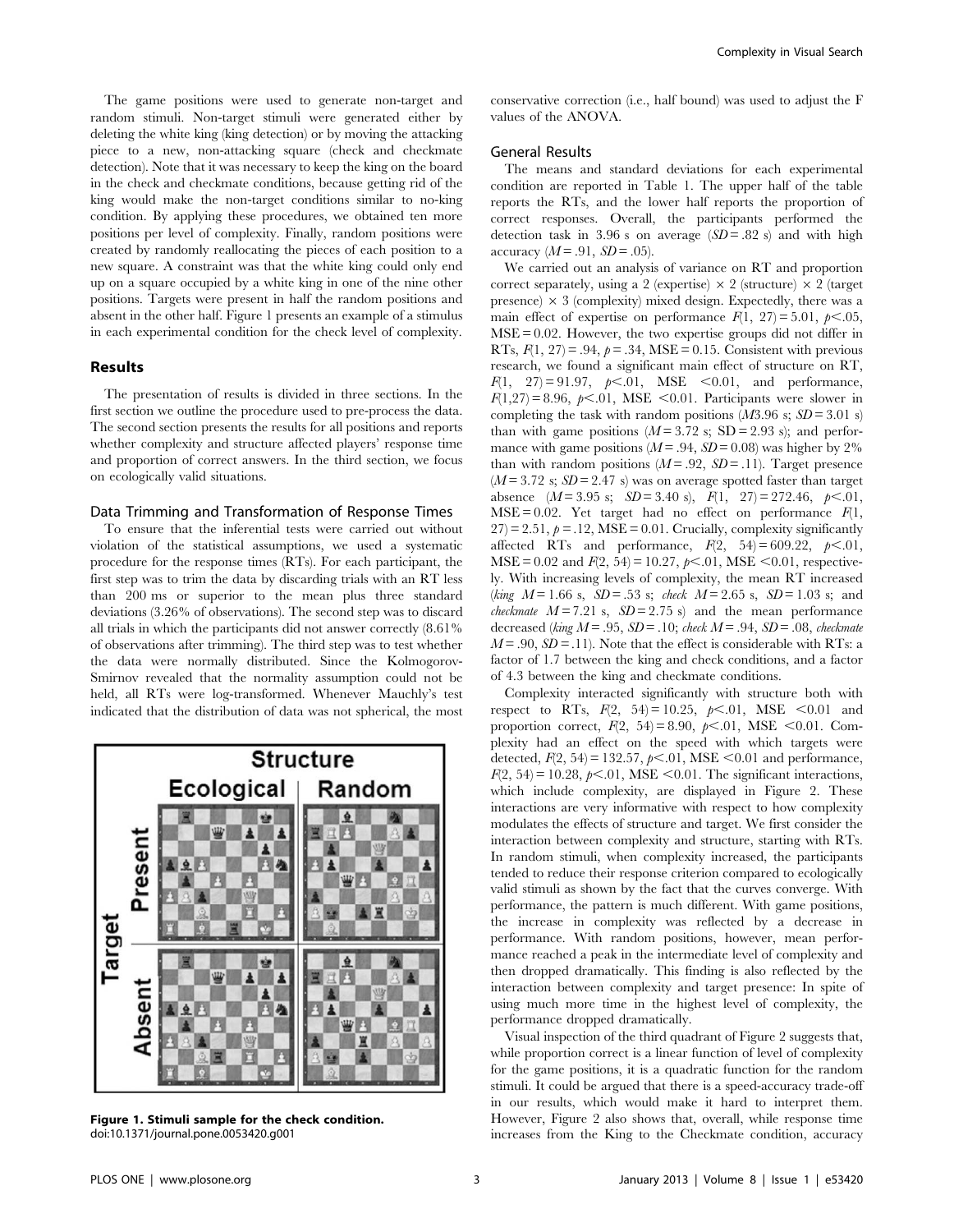The game positions were used to generate non-target and random stimuli. Non-target stimuli were generated either by deleting the white king (king detection) or by moving the attacking piece to a new, non-attacking square (check and checkmate detection). Note that it was necessary to keep the king on the board in the check and checkmate conditions, because getting rid of the king would make the non-target conditions similar to no-king condition. By applying these procedures, we obtained ten more positions per level of complexity. Finally, random positions were created by randomly reallocating the pieces of each position to a new square. A constraint was that the white king could only end up on a square occupied by a white king in one of the nine other positions. Targets were present in half the random positions and absent in the other half. Figure 1 presents an example of a stimulus in each experimental condition for the check level of complexity.

## Results

The presentation of results is divided in three sections. In the first section we outline the procedure used to pre-process the data. The second section presents the results for all positions and reports whether complexity and structure affected players' response time and proportion of correct answers. In the third section, we focus on ecologically valid situations.

### Data Trimming and Transformation of Response Times

To ensure that the inferential tests were carried out without violation of the statistical assumptions, we used a systematic procedure for the response times (RTs). For each participant, the first step was to trim the data by discarding trials with an RT less than 200 ms or superior to the mean plus three standard deviations (3.26% of observations). The second step was to discard all trials in which the participants did not answer correctly (8.61% of observations after trimming). The third step was to test whether the data were normally distributed. Since the Kolmogorov-Smirnov revealed that the normality assumption could not be held, all RTs were log-transformed. Whenever Mauchly's test indicated that the distribution of data was not spherical, the most conservative correction (i.e., half bound) was used to adjust the F values of the ANOVA.

Structure
Ecological | Random
Target
Present
Absent

**Figure 1. Stimuli sample for the check condition.**
doi:10.1371/journal.pone.0053420.g001

### General Results

The means and standard deviations for each experimental condition are reported in Table 1. The upper half of the table reports the RTs, and the lower half reports the proportion of correct responses. Overall, the participants performed the detection task in 3.96 s on average ($SD$ = .82 s) and with high accuracy ($M$ = .91, $SD$ = .05).

We carried out an analysis of variance on RT and proportion correct separately, using a 2 (expertise) × 2 (structure) × 2 (target presence) × 3 (complexity) mixed design. Expectedly, there was a main effect of expertise on performance $F(1, 27) = 5.01$, $p<.05$, MSE = 0.02. However, the two expertise groups did not differ in RTs, $F(1, 27) = .94$, $p = .34$, MSE = 0.15. Consistent with previous research, we found a significant main effect of structure on RT, $F(1, 27) = 91.97$, $p<.01$, MSE $<0.01$, and performance, $F(1,27) = 8.96$, $p<.01$, MSE $<0.01$. Participants were slower in completing the task with random positions ($M$3.96 s; $SD$ = 3.01 s) than with game positions ($M$ = 3.72 s; SD = 2.93 s); and performance with game positions ($M$ = .94, $SD$ = 0.08) was higher by 2% than with random positions ($M$ = .92, $SD$ = .11). Target presence ($M$ = 3.72 s; $SD$ = 2.47 s) was on average spotted faster than target absence ($M$ = 3.95 s; $SD$ = 3.40 s), $F(1, 27) = 272.46$, $p<.01$, MSE = 0.02. Yet target had no effect on performance $F(1, 27) = 2.51$, $p = .12$, MSE = 0.01. Crucially, complexity significantly affected RTs and performance, $F(2, 54) = 609.22$, $p<.01$, MSE = 0.02 and $F(2, 54) = 10.27$, $p<.01$, MSE $<0.01$, respectively. With increasing levels of complexity, the mean RT increased (*king* $M$ = 1.66 s, $SD$ = .53 s; *check* $M$ = 2.65 s, $SD$ = 1.03 s; and *checkmate* $M$ = 7.21 s, $SD$ = 2.75 s) and the mean performance decreased (*king* $M$ = .95, $SD$ = .10; *check* $M$ = .94, $SD$ = .08, *checkmate* $M$ = .90, $SD$ = .11). Note that the effect is considerable with RTs: a factor of 1.7 between the king and check conditions, and a factor of 4.3 between the king and checkmate conditions.

Complexity interacted significantly with structure both with respect to RTs, $F(2, 54) = 10.25$, $p<.01$, MSE $<0.01$ and proportion correct, $F(2, 54) = 8.90$, $p<.01$, MSE $<0.01$. Complexity had an effect on the speed with which targets were detected, $F(2, 54) = 132.57$, $p<.01$, MSE $<0.01$ and performance, $F(2, 54) = 10.28$, $p<.01$, MSE $<0.01$. The significant interactions, which include complexity, are displayed in Figure 2. These interactions are very informative with respect to how complexity modulates the effects of structure and target. We first consider the interaction between complexity and structure, starting with RTs. In random stimuli, when complexity increased, the participants tended to reduce their response criterion compared to ecologically valid stimuli as shown by the fact that the curves converge. With performance, the pattern is much different. With game positions, the increase in complexity was reflected by a decrease in performance. With random positions, however, mean performance reached a peak in the intermediate level of complexity and then dropped dramatically. This finding is also reflected by the interaction between complexity and target presence: In spite of using much more time in the highest level of complexity, the performance dropped dramatically.

Visual inspection of the third quadrant of Figure 2 suggests that, while proportion correct is a linear function of level of complexity for the game positions, it is a quadratic function for the random stimuli. It could be argued that there is a speed-accuracy trade-off in our results, which would make it hard to interpret them. However, Figure 2 also shows that, overall, while response time increases from the King to the Checkmate condition, accuracy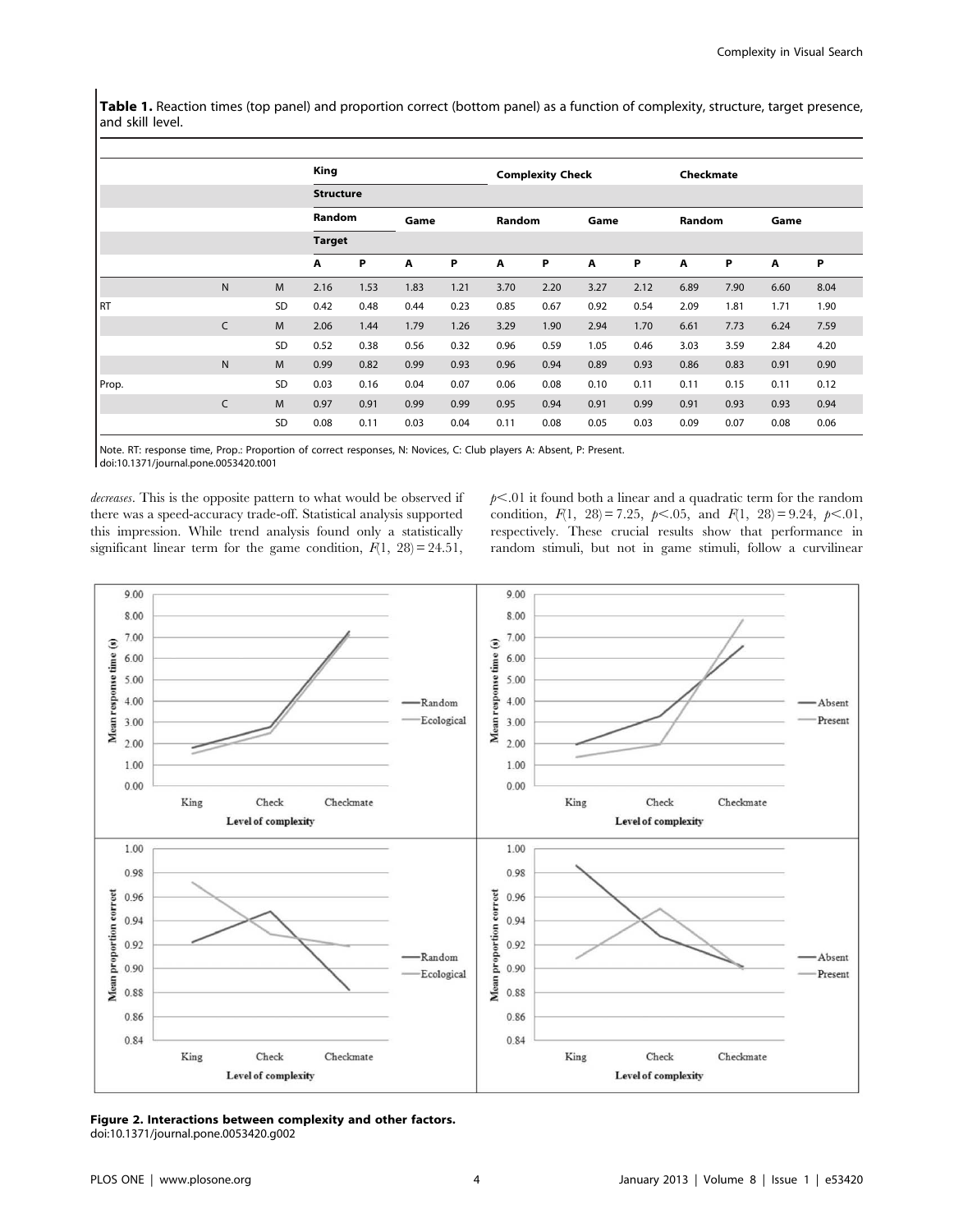**Table 1.** Reaction times (top panel) and proportion correct (bottom panel) as a function of complexity, structure, target presence, and skill level.

| | | | King | | | | Complexity Check | | | | Checkmate | | | |
|---|---|---|---|---|---|---|---|---|---|---|---|---|---|---|
| | | | Structure | | | | | | | | | | | |
| | | | Random | | Game | | Random | | Game | | Random | | Game | |
| | | | Target | | | | | | | | | | | |
| | | | A | P | A | P | A | P | A | P | A | P | A | P |
| | N | M | 2.16 | 1.53 | 1.83 | 1.21 | 3.70 | 2.20 | 3.27 | 2.12 | 6.89 | 7.90 | 6.60 | 8.04 |
| RT | | SD | 0.42 | 0.48 | 0.44 | 0.23 | 0.85 | 0.67 | 0.92 | 0.54 | 2.09 | 1.81 | 1.71 | 1.90 |
| | C | M | 2.06 | 1.44 | 1.79 | 1.26 | 3.29 | 1.90 | 2.94 | 1.70 | 6.61 | 7.73 | 6.24 | 7.59 |
| | | SD | 0.52 | 0.38 | 0.56 | 0.32 | 0.96 | 0.59 | 1.05 | 0.46 | 3.03 | 3.59 | 2.84 | 4.20 |
| | N | M | 0.99 | 0.82 | 0.99 | 0.93 | 0.96 | 0.94 | 0.89 | 0.93 | 0.86 | 0.83 | 0.91 | 0.90 |
| Prop. | | SD | 0.03 | 0.16 | 0.04 | 0.07 | 0.06 | 0.08 | 0.10 | 0.11 | 0.11 | 0.15 | 0.11 | 0.12 |
| | C | M | 0.97 | 0.91 | 0.99 | 0.99 | 0.95 | 0.94 | 0.91 | 0.99 | 0.91 | 0.93 | 0.93 | 0.94 |
| | | SD | 0.08 | 0.11 | 0.03 | 0.04 | 0.11 | 0.08 | 0.05 | 0.03 | 0.09 | 0.07 | 0.08 | 0.06 |

Note. RT: response time, Prop.: Proportion of correct responses, N: Novices, C: Club players A: Absent, P: Present.
doi:10.1371/journal.pone.0053420.t001

*decreases*. This is the opposite pattern to what would be observed if there was a speed-accuracy trade-off. Statistical analysis supported this impression. While trend analysis found only a statistically significant linear term for the game condition, $F(1, 28) = 24.51$, $p < .01$ it found both a linear and a quadratic term for the random condition, $F(1, 28) = 7.25$, $p < .05$, and $F(1, 28) = 9.24$, $p < .01$, respectively. These crucial results show that performance in random stimuli, but not in game stimuli, follow a curvilinear

**Figure 2. Interactions between complexity and other factors.**
doi:10.1371/journal.pone.0053420.g002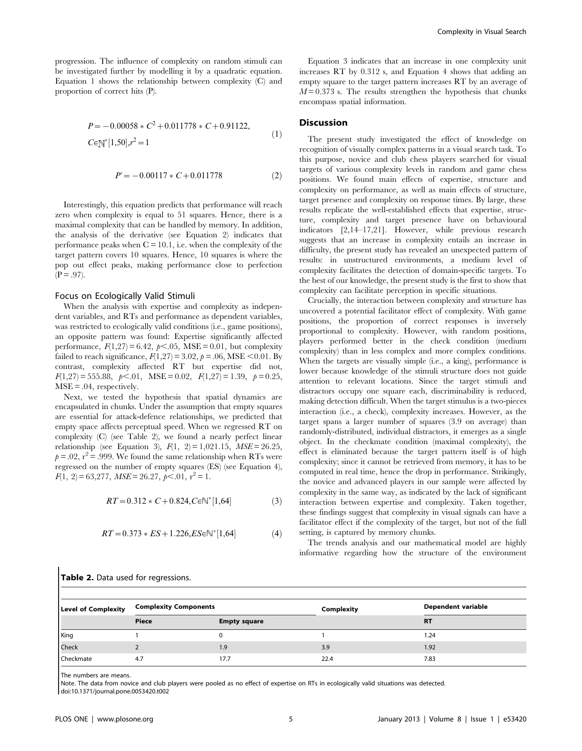progression. The influence of complexity on random stimuli can be investigated further by modelling it by a quadratic equation. Equation 1 shows the relationship between complexity (C) and proportion of correct hits (P).

$$P = -0.00058 * C^2 + 0.011778 * C + 0.91122, \quad C \in \mathbb{N}^*[1,50], r^2 = 1 \tag{1}$$

$$P' = -0.00117 * C + 0.011778 \tag{2}$$

Interestingly, this equation predicts that performance will reach zero when complexity is equal to 51 squares. Hence, there is a maximal complexity that can be handled by memory. In addition, the analysis of the derivative (see Equation 2) indicates that performance peaks when C = 10.1, i.e. when the complexity of the target pattern covers 10 squares. Hence, 10 squares is where the pop out effect peaks, making performance close to perfection (P = .97).

### Focus on Ecologically Valid Stimuli

When the analysis with expertise and complexity as independent variables, and RTs and performance as dependent variables, was restricted to ecologically valid conditions (i.e., game positions), an opposite pattern was found: Expertise significantly affected performance, $F(1,27) = 6.42$, $p < .05$, MSE = 0.01, but complexity failed to reach significance, $F(1,27) = 3.02$, $p = .06$, MSE $< 0.01$. By contrast, complexity affected RT but expertise did not, $F(1,27) = 555.88$, $p < .01$, MSE = 0.02, $F(1,27) = 1.39$, $p = 0.25$, MSE = .04, respectively.

Next, we tested the hypothesis that spatial dynamics are encapsulated in chunks. Under the assumption that empty squares are essential for attack-defence relationships, we predicted that empty space affects perceptual speed. When we regressed RT on complexity (C) (see Table 2), we found a nearly perfect linear relationship (see Equation 3), $F(1, 2) = 1{,}021.15$, $MSE = 26.25$, $p = .02$, $r^2 = .999$. We found the same relationship when RTs were regressed on the number of empty squares (ES) (see Equation 4), $F(1, 2) = 63{,}277$, $MSE = 26.27$, $p < .01$, $r^2 = 1$.

$$RT = 0.312 * C + 0.824, C \in \mathbb{N}^*[1,64] \tag{3}$$

$$RT = 0.373 * ES + 1.226, ES \in \mathbb{N}^*[1,64] \tag{4}$$

Equation 3 indicates that an increase in one complexity unit increases RT by 0.312 s, and Equation 4 shows that adding an empty square to the target pattern increases RT by an average of $M = 0.373$ s. The results strengthen the hypothesis that chunks encompass spatial information.

## Discussion

The present study investigated the effect of knowledge on recognition of visually complex patterns in a visual search task. To this purpose, novice and club chess players searched for visual targets of various complexity levels in random and game chess positions. We found main effects of expertise, structure and complexity on performance, as well as main effects of structure, target presence and complexity on response times. By large, these results replicate the well-established effects that expertise, structure, complexity and target presence have on behavioural indicators [2,14–17,21]. However, while previous research suggests that an increase in complexity entails an increase in difficulty, the present study has revealed an unexpected pattern of results: in unstructured environments, a medium level of complexity facilitates the detection of domain-specific targets. To the best of our knowledge, the present study is the first to show that complexity can facilitate perception in specific situations.

Crucially, the interaction between complexity and structure has uncovered a potential facilitator effect of complexity. With game positions, the proportion of correct responses is inversely proportional to complexity. However, with random positions, players performed better in the check condition (medium complexity) than in less complex and more complex conditions. When the targets are visually simple (i.e., a king), performance is lower because knowledge of the stimuli structure does not guide attention to relevant locations. Since the target stimuli and distractors occupy one square each, discriminability is reduced, making detection difficult. When the target stimulus is a two-pieces interaction (i.e., a check), complexity increases. However, as the target spans a larger number of squares (3.9 on average) than randomly-distributed, individual distractors, it emerges as a single object. In the checkmate condition (maximal complexity), the effect is eliminated because the target pattern itself is of high complexity; since it cannot be retrieved from memory, it has to be computed in real time, hence the drop in performance. Strikingly, the novice and advanced players in our sample were affected by complexity in the same way, as indicated by the lack of significant interaction between expertise and complexity. Taken together, these findings suggest that complexity in visual signals can have a facilitator effect if the complexity of the target, but not of the full setting, is captured by memory chunks.

The trends analysis and our mathematical model are highly informative regarding how the structure of the environment

**Table 2.** Data used for regressions.

| Level of Complexity | Complexity Components | | Complexity | Dependent variable |
|---|---|---|---|---|
| | Piece | Empty square | | RT |
| King | 1 | 0 | 1 | 1.24 |
| Check | 2 | 1.9 | 3.9 | 1.92 |
| Checkmate | 4.7 | 17.7 | 22.4 | 7.83 |

The numbers are means.
Note. The data from novice and club players were pooled as no effect of expertise on RTs in ecologically valid situations was detected.
doi:10.1371/journal.pone.0053420.t002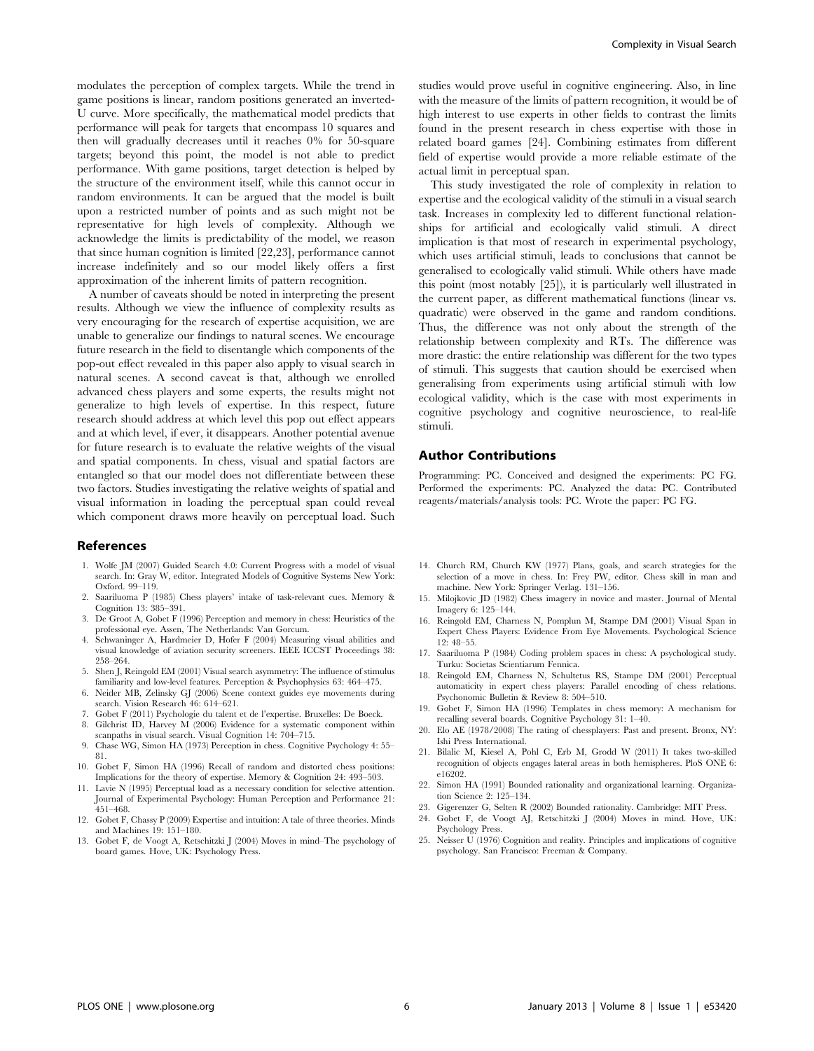modulates the perception of complex targets. While the trend in game positions is linear, random positions generated an inverted-U curve. More specifically, the mathematical model predicts that performance will peak for targets that encompass 10 squares and then will gradually decreases until it reaches 0% for 50-square targets; beyond this point, the model is not able to predict performance. With game positions, target detection is helped by the structure of the environment itself, while this cannot occur in random environments. It can be argued that the model is built upon a restricted number of points and as such might not be representative for high levels of complexity. Although we acknowledge the limits is predictability of the model, we reason that since human cognition is limited [22,23], performance cannot increase indefinitely and so our model likely offers a first approximation of the inherent limits of pattern recognition.

A number of caveats should be noted in interpreting the present results. Although we view the influence of complexity results as very encouraging for the research of expertise acquisition, we are unable to generalize our findings to natural scenes. We encourage future research in the field to disentangle which components of the pop-out effect revealed in this paper also apply to visual search in natural scenes. A second caveat is that, although we enrolled advanced chess players and some experts, the results might not generalize to high levels of expertise. In this respect, future research should address at which level this pop out effect appears and at which level, if ever, it disappears. Another potential avenue for future research is to evaluate the relative weights of the visual and spatial components. In chess, visual and spatial factors are entangled so that our model does not differentiate between these two factors. Studies investigating the relative weights of spatial and visual information in loading the perceptual span could reveal which component draws more heavily on perceptual load. Such studies would prove useful in cognitive engineering. Also, in line with the measure of the limits of pattern recognition, it would be of high interest to use experts in other fields to contrast the limits found in the present research in chess expertise with those in related board games [24]. Combining estimates from different field of expertise would provide a more reliable estimate of the actual limit in perceptual span.

This study investigated the role of complexity in relation to expertise and the ecological validity of the stimuli in a visual search task. Increases in complexity led to different functional relationships for artificial and ecologically valid stimuli. A direct implication is that most of research in experimental psychology, which uses artificial stimuli, leads to conclusions that cannot be generalised to ecologically valid stimuli. While others have made this point (most notably [25]), it is particularly well illustrated in the current paper, as different mathematical functions (linear vs. quadratic) were observed in the game and random conditions. Thus, the difference was not only about the strength of the relationship between complexity and RTs. The difference was more drastic: the entire relationship was different for the two types of stimuli. This suggests that caution should be exercised when generalising from experiments using artificial stimuli with low ecological validity, which is the case with most experiments in cognitive psychology and cognitive neuroscience, to real-life stimuli.

## Author Contributions

Programming: PC. Conceived and designed the experiments: PC FG. Performed the experiments: PC. Analyzed the data: PC. Contributed reagents/materials/analysis tools: PC. Wrote the paper: PC FG.

## References

1. Wolfe JM (2007) Guided Search 4.0: Current Progress with a model of visual search. In: Gray W, editor. Integrated Models of Cognitive Systems New York: Oxford. 99–119.
2. Saariluoma P (1985) Chess players' intake of task-relevant cues. Memory & Cognition 13: 385–391.
3. De Groot A, Gobet F (1996) Perception and memory in chess: Heuristics of the professional eye. Assen, The Netherlands: Van Gorcum.
4. Schwaninger A, Hardmeier D, Hofer F (2004) Measuring visual abilities and visual knowledge of aviation security screeners. IEEE ICCST Proceedings 38: 258–264.
5. Shen J, Reingold EM (2001) Visual search asymmetry: The influence of stimulus familiarity and low-level features. Perception & Psychophysics 63: 464–475.
6. Neider MB, Zelinsky GJ (2006) Scene context guides eye movements during search. Vision Research 46: 614–621.
7. Gobet F (2011) Psychologie du talent et de l'expertise. Bruxelles: De Boeck.
8. Gilchrist ID, Harvey M (2006) Evidence for a systematic component within scanpaths in visual search. Visual Cognition 14: 704–715.
9. Chase WG, Simon HA (1973) Perception in chess. Cognitive Psychology 4: 55–81.
10. Gobet F, Simon HA (1996) Recall of random and distorted chess positions: Implications for the theory of expertise. Memory & Cognition 24: 493–503.
11. Lavie N (1995) Perceptual load as a necessary condition for selective attention. Journal of Experimental Psychology: Human Perception and Performance 21: 451–468.
12. Gobet F, Chassy P (2009) Expertise and intuition: A tale of three theories. Minds and Machines 19: 151–180.
13. Gobet F, de Voogt A, Retschitzki J (2004) Moves in mind–The psychology of board games. Hove, UK: Psychology Press.
14. Church RM, Church KW (1977) Plans, goals, and search strategies for the selection of a move in chess. In: Frey PW, editor. Chess skill in man and machine. New York: Springer Verlag. 131–156.
15. Milojkovic JD (1982) Chess imagery in novice and master. Journal of Mental Imagery 6: 125–144.
16. Reingold EM, Charness N, Pomplun M, Stampe DM (2001) Visual Span in Expert Chess Players: Evidence From Eye Movements. Psychological Science 12: 48–55.
17. Saariluoma P (1984) Coding problem spaces in chess: A psychological study. Turku: Societas Scientiarum Fennica.
18. Reingold EM, Charness N, Schultetus RS, Stampe DM (2001) Perceptual automaticity in expert chess players: Parallel encoding of chess relations. Psychonomic Bulletin & Review 8: 504–510.
19. Gobet F, Simon HA (1996) Templates in chess memory: A mechanism for recalling several boards. Cognitive Psychology 31: 1–40.
20. Elo AE (1978/2008) The rating of chessplayers: Past and present. Bronx, NY: Ishi Press International.
21. Bilalic M, Kiesel A, Pohl C, Erb M, Grodd W (2011) It takes two-skilled recognition of objects engages lateral areas in both hemispheres. PloS ONE 6: e16202.
22. Simon HA (1991) Bounded rationality and organizational learning. Organization Science 2: 125–134.
23. Gigerenzer G, Selten R (2002) Bounded rationality. Cambridge: MIT Press.
24. Gobet F, de Voogt AJ, Retschitzki J (2004) Moves in mind. Hove, UK: Psychology Press.
25. Neisser U (1976) Cognition and reality. Principles and implications of cognitive psychology. San Francisco: Freeman & Company.